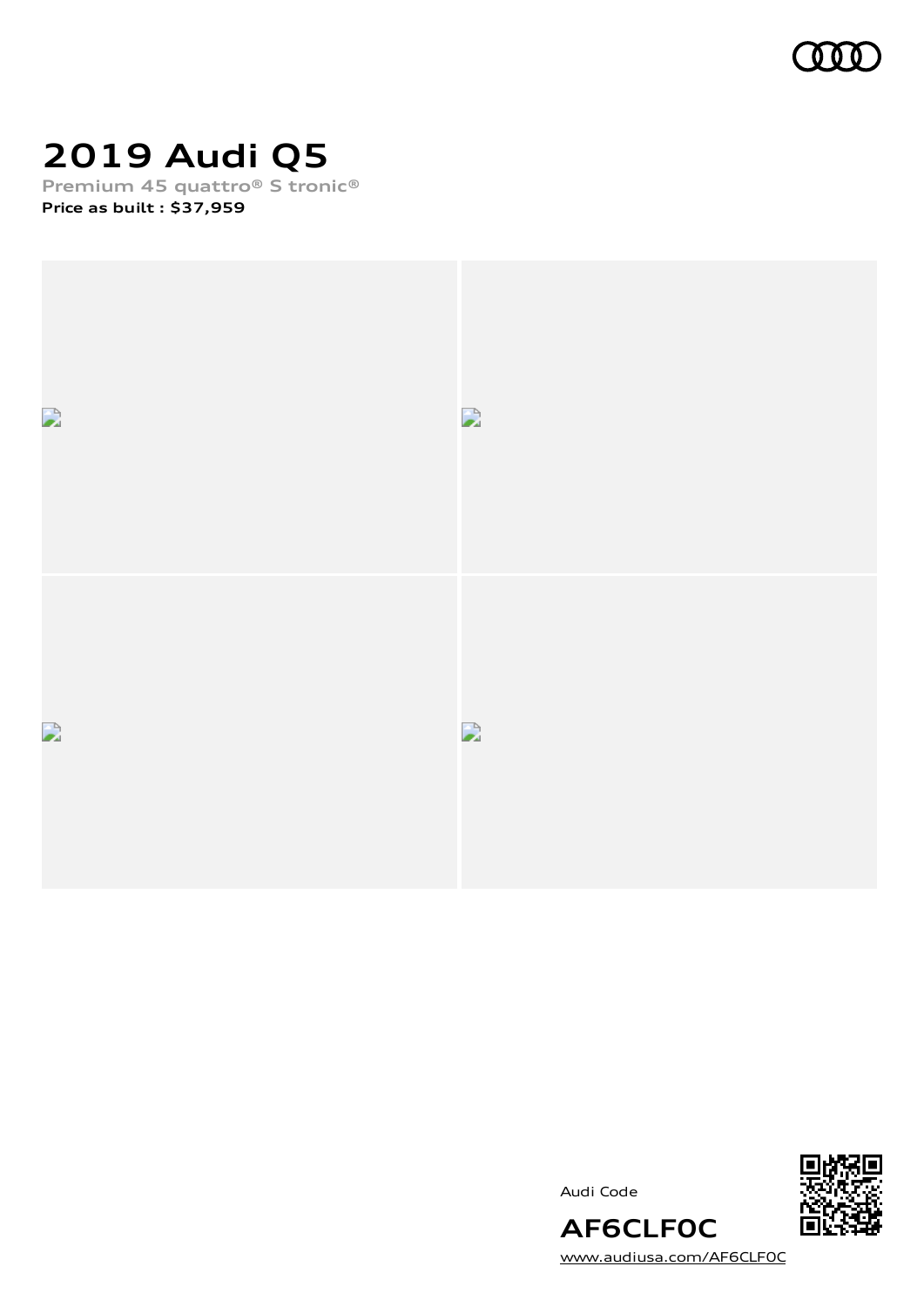# 2019 Audi Q5

Premium 45 quattro® S tronic®

**Price as built : $37,959**

Audi Code

**AF6CLF0C**

www.audiusa.com/AF6CLF0C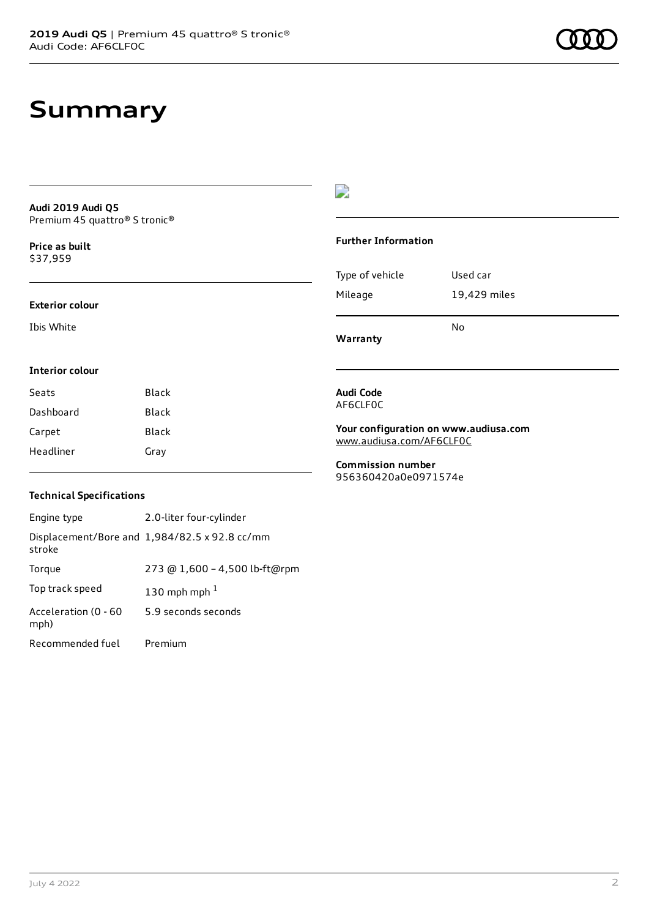# Summary

**Audi 2019 Audi Q5**
Premium 45 quattro® S tronic®

**Price as built**
$37,959

#### Exterior colour

Ibis White

#### Interior colour

| | |
|---|---|
| Seats | Black |
| Dashboard | Black |
| Carpet | Black |
| Headliner | Gray |

#### Technical Specifications

| | |
|---|---|
| Engine type | 2.0-liter four-cylinder |
| Displacement/Bore and stroke | 1,984/82.5 x 92.8 cc/mm |
| Torque | 273 @ 1,600 – 4,500 lb-ft@rpm |
| Top track speed | 130 mph mph [1] |
| Acceleration (0 - 60 mph) | 5.9 seconds seconds |
| Recommended fuel | Premium |

#### Further Information

| | |
|---|---|
| Type of vehicle | Used car |
| Mileage | 19,429 miles |
| **Warranty** | No |

**Audi Code**
AF6CLF0C

**Your configuration on www.audiusa.com**
www.audiusa.com/AF6CLF0C

**Commission number**
956360420a0e0971574e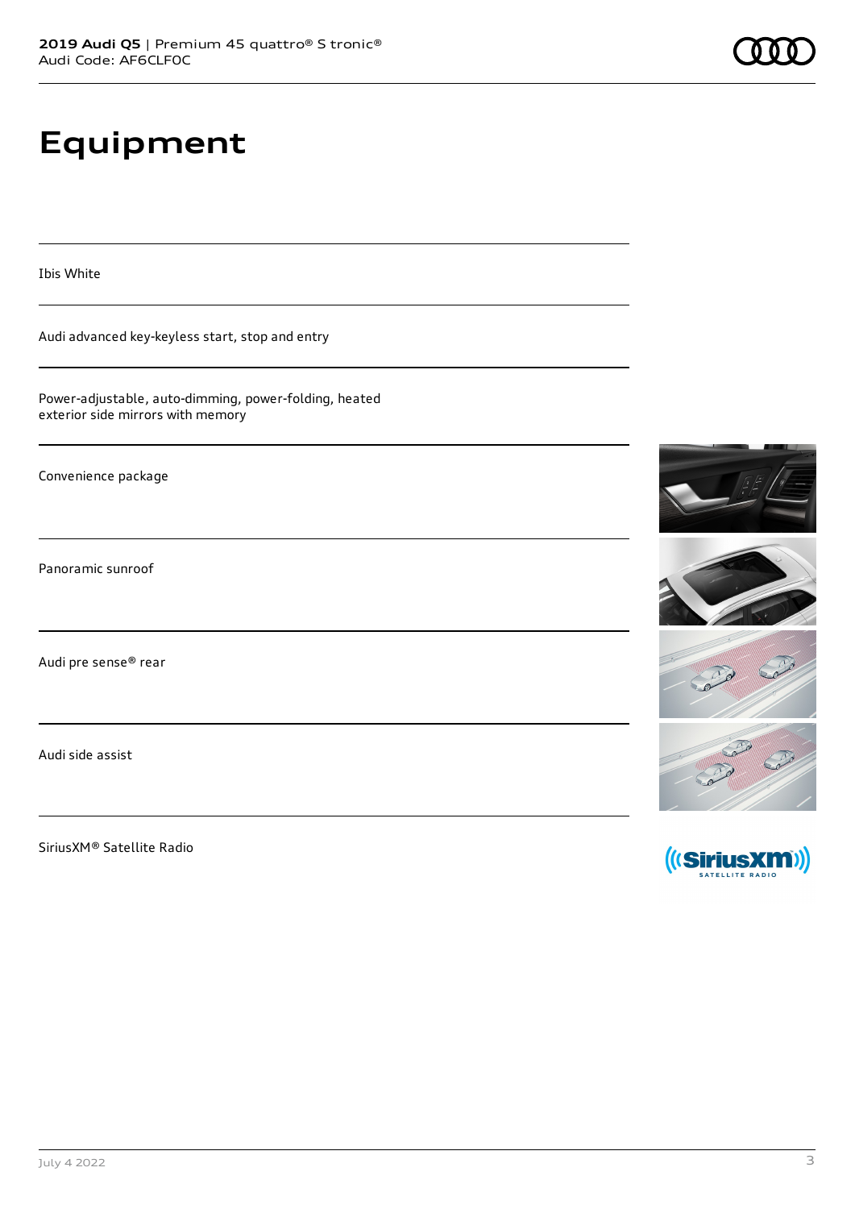# Equipment

Ibis White

Audi advanced key-keyless start, stop and entry

Power-adjustable, auto-dimming, power-folding, heated exterior side mirrors with memory

Convenience package

Panoramic sunroof

Audi pre sense® rear

Audi side assist

SiriusXM® Satellite Radio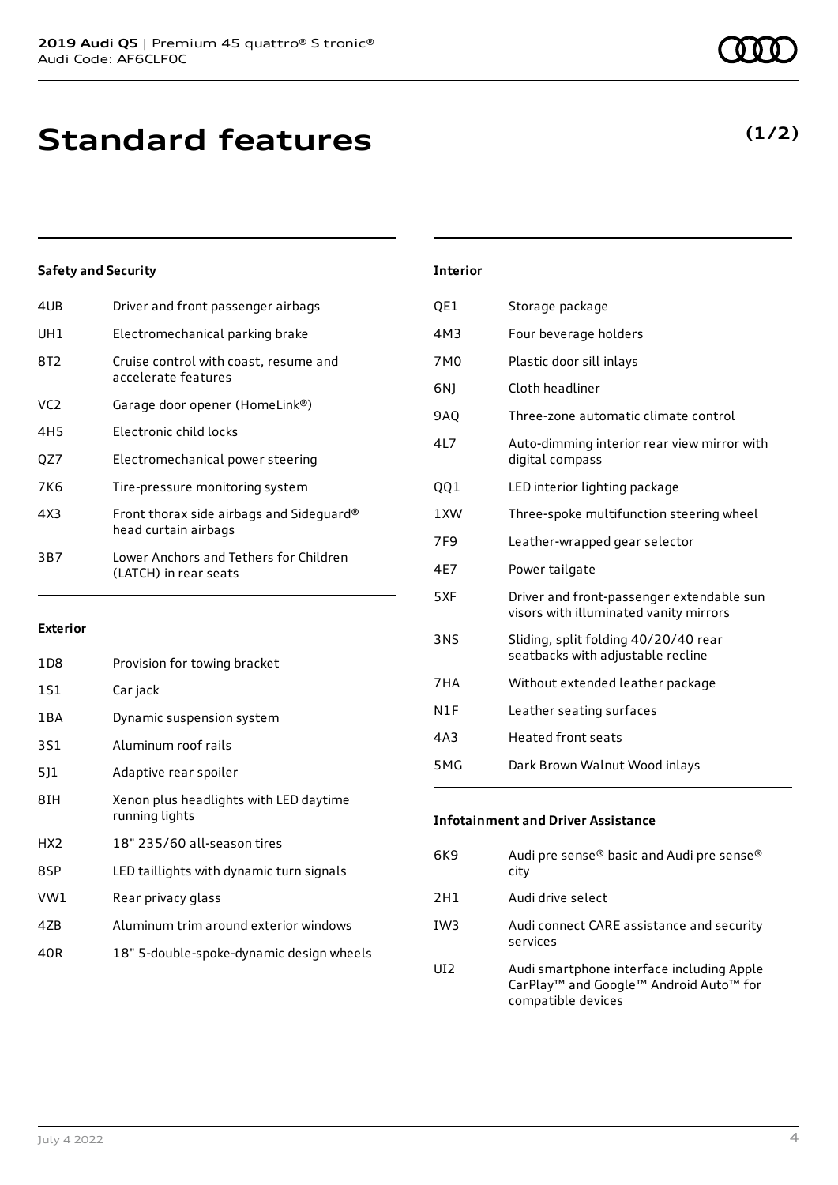# Standard features

**(1/2)**

### Safety and Security

| | |
|---|---|
| 4UB | Driver and front passenger airbags |
| UH1 | Electromechanical parking brake |
| 8T2 | Cruise control with coast, resume and accelerate features |
| VC2 | Garage door opener (HomeLink®) |
| 4H5 | Electronic child locks |
| QZ7 | Electromechanical power steering |
| 7K6 | Tire-pressure monitoring system |
| 4X3 | Front thorax side airbags and Sideguard® head curtain airbags |
| 3B7 | Lower Anchors and Tethers for Children (LATCH) in rear seats |

### Exterior

| | |
|---|---|
| 1D8 | Provision for towing bracket |
| 1S1 | Car jack |
| 1BA | Dynamic suspension system |
| 3S1 | Aluminum roof rails |
| 5J1 | Adaptive rear spoiler |
| 8IH | Xenon plus headlights with LED daytime running lights |
| HX2 | 18" 235/60 all-season tires |
| 8SP | LED taillights with dynamic turn signals |
| VW1 | Rear privacy glass |
| 4ZB | Aluminum trim around exterior windows |
| 40R | 18" 5-double-spoke-dynamic design wheels |

### Interior

| | |
|---|---|
| QE1 | Storage package |
| 4M3 | Four beverage holders |
| 7M0 | Plastic door sill inlays |
| 6NJ | Cloth headliner |
| 9AQ | Three-zone automatic climate control |
| 4L7 | Auto-dimming interior rear view mirror with digital compass |
| QQ1 | LED interior lighting package |
| 1XW | Three-spoke multifunction steering wheel |
| 7F9 | Leather-wrapped gear selector |
| 4E7 | Power tailgate |
| 5XF | Driver and front-passenger extendable sun visors with illuminated vanity mirrors |
| 3NS | Sliding, split folding 40/20/40 rear seatbacks with adjustable recline |
| 7HA | Without extended leather package |
| N1F | Leather seating surfaces |
| 4A3 | Heated front seats |
| 5MG | Dark Brown Walnut Wood inlays |

### Infotainment and Driver Assistance

| | |
|---|---|
| 6K9 | Audi pre sense® basic and Audi pre sense® city |
| 2H1 | Audi drive select |
| IW3 | Audi connect CARE assistance and security services |
| UI2 | Audi smartphone interface including Apple CarPlay™ and Google™ Android Auto™ for compatible devices |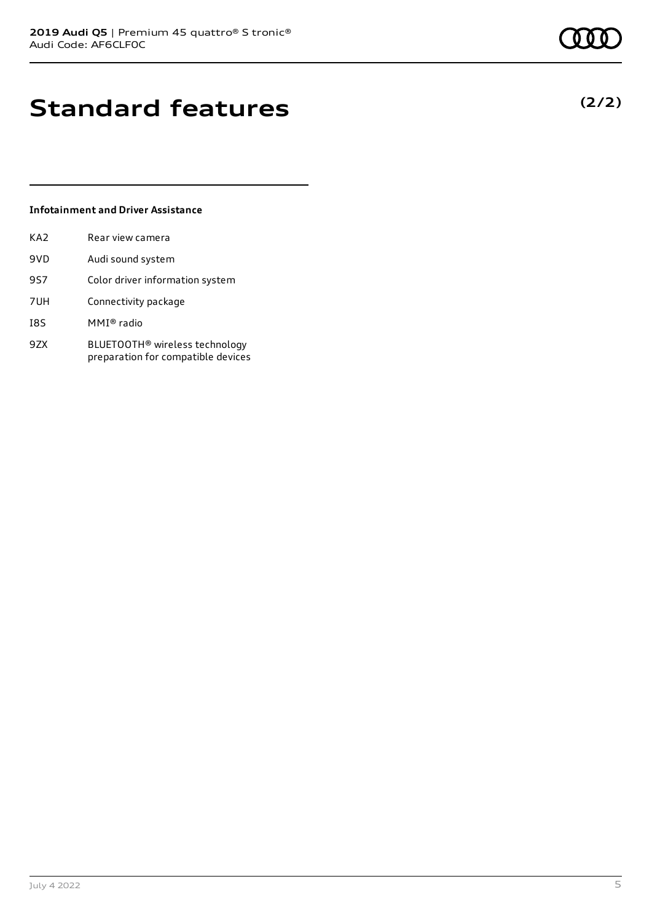# Standard features

**(2/2)**

### Infotainment and Driver Assistance

| | |
|---|---|
| KA2 | Rear view camera |
| 9VD | Audi sound system |
| 9S7 | Color driver information system |
| 7UH | Connectivity package |
| I8S | MMI® radio |
| 9ZX | BLUETOOTH® wireless technology preparation for compatible devices |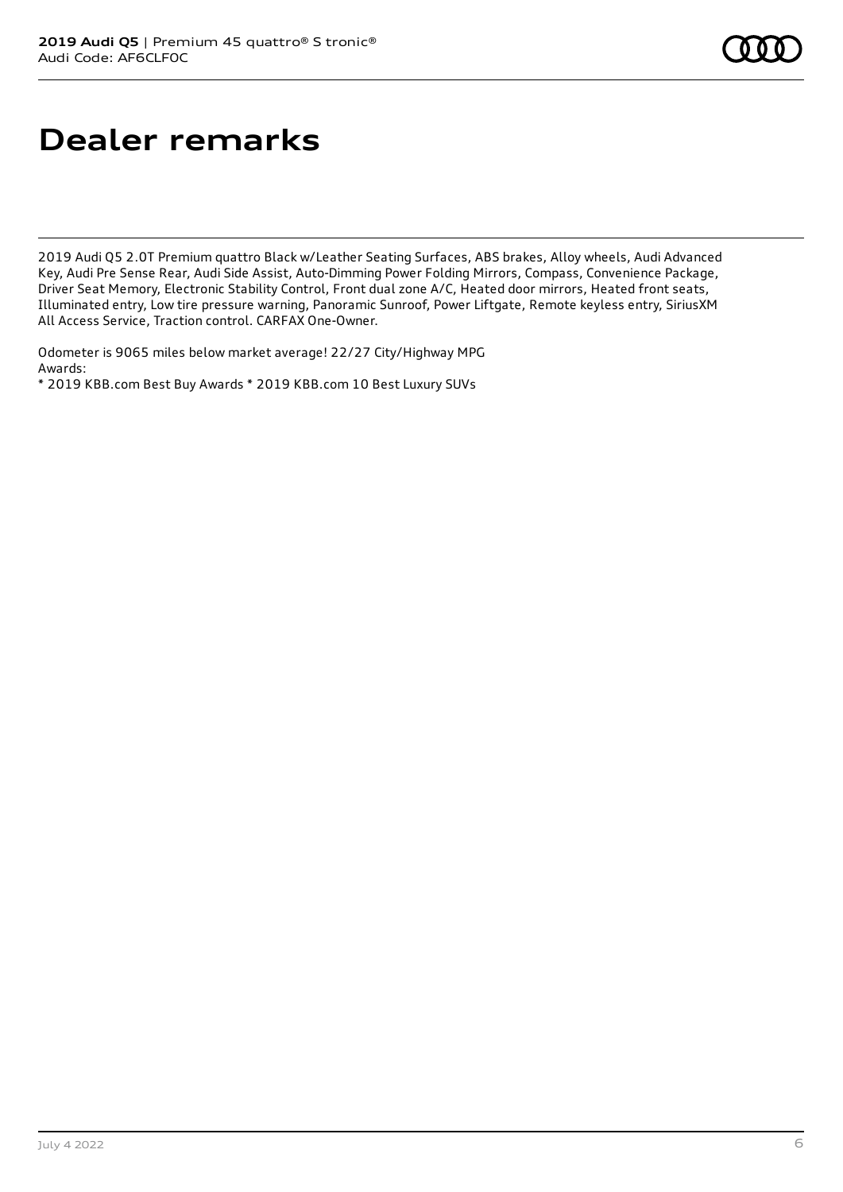# Dealer remarks

2019 Audi Q5 2.0T Premium quattro Black w/Leather Seating Surfaces, ABS brakes, Alloy wheels, Audi Advanced Key, Audi Pre Sense Rear, Audi Side Assist, Auto-Dimming Power Folding Mirrors, Compass, Convenience Package, Driver Seat Memory, Electronic Stability Control, Front dual zone A/C, Heated door mirrors, Heated front seats, Illuminated entry, Low tire pressure warning, Panoramic Sunroof, Power Liftgate, Remote keyless entry, SiriusXM All Access Service, Traction control. CARFAX One-Owner.

Odometer is 9065 miles below market average! 22/27 City/Highway MPG
Awards:
* 2019 KBB.com Best Buy Awards * 2019 KBB.com 10 Best Luxury SUVs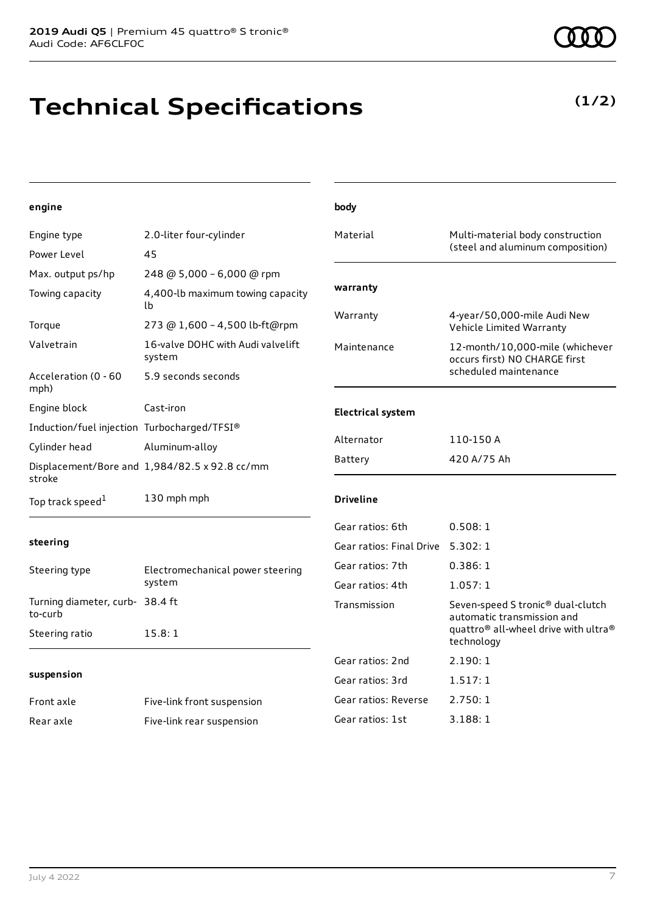# Technical Specifications

**(1/2)**

#### engine

| | |
|---|---|
| Engine type | 2.0-liter four-cylinder |
| Power Level | 45 |
| Max. output ps/hp | 248 @ 5,000 – 6,000 @ rpm |
| Towing capacity | 4,400-lb maximum towing capacity lb |
| Torque | 273 @ 1,600 – 4,500 lb-ft@rpm |
| Valvetrain | 16-valve DOHC with Audi valvelift system |
| Acceleration (0 - 60 mph) | 5.9 seconds seconds |
| Engine block | Cast-iron |
| Induction/fuel injection | Turbocharged/TFSI® |
| Cylinder head | Aluminum-alloy |
| Displacement/Bore and stroke | 1,984/82.5 x 92.8 cc/mm |
| Top track speed[1] | 130 mph mph |

#### steering

| | |
|---|---|
| Steering type | Electromechanical power steering system |
| Turning diameter, curb-to-curb | 38.4 ft |
| Steering ratio | 15.8: 1 |

#### suspension

| | |
|---|---|
| Front axle | Five-link front suspension |
| Rear axle | Five-link rear suspension |

#### body

| | |
|---|---|
| Material | Multi-material body construction (steel and aluminum composition) |

#### warranty

| | |
|---|---|
| Warranty | 4-year/50,000-mile Audi New Vehicle Limited Warranty |
| Maintenance | 12-month/10,000-mile (whichever occurs first) NO CHARGE first scheduled maintenance |

#### Electrical system

| | |
|---|---|
| Alternator | 110-150 A |
| Battery | 420 A/75 Ah |

#### Driveline

| | |
|---|---|
| Gear ratios: 6th | 0.508: 1 |
| Gear ratios: Final Drive | 5.302: 1 |
| Gear ratios: 7th | 0.386: 1 |
| Gear ratios: 4th | 1.057: 1 |
| Transmission | Seven-speed S tronic® dual-clutch automatic transmission and quattro® all-wheel drive with ultra® technology |
| Gear ratios: 2nd | 2.190: 1 |
| Gear ratios: 3rd | 1.517: 1 |
| Gear ratios: Reverse | 2.750: 1 |
| Gear ratios: 1st | 3.188: 1 |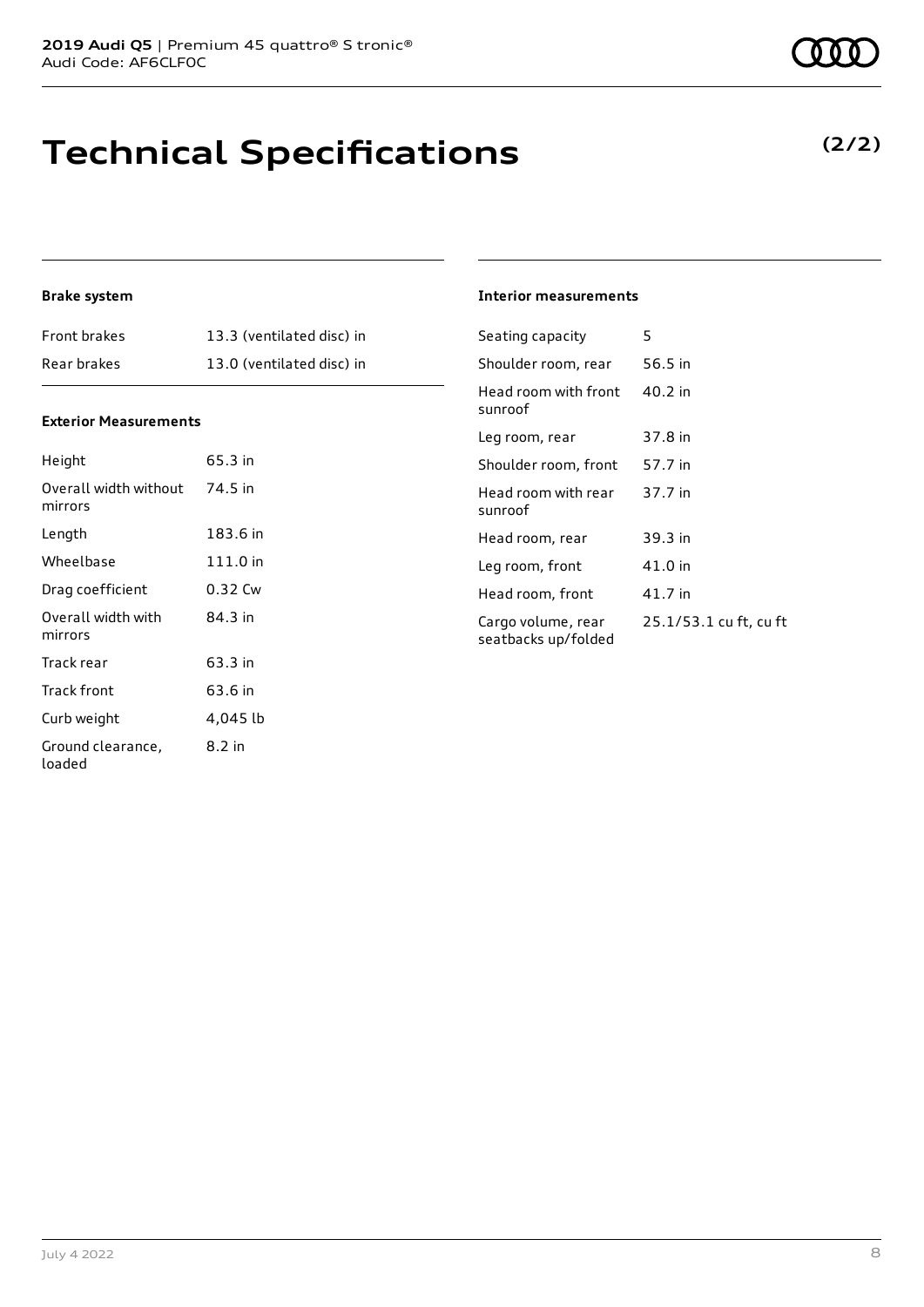# Technical Specifications

**(2/2)**

### Brake system

| | |
|---|---|
| Front brakes | 13.3 (ventilated disc) in |
| Rear brakes | 13.0 (ventilated disc) in |

### Exterior Measurements

| | |
|---|---|
| Height | 65.3 in |
| Overall width without mirrors | 74.5 in |
| Length | 183.6 in |
| Wheelbase | 111.0 in |
| Drag coefficient | 0.32 Cw |
| Overall width with mirrors | 84.3 in |
| Track rear | 63.3 in |
| Track front | 63.6 in |
| Curb weight | 4,045 lb |
| Ground clearance, loaded | 8.2 in |

### Interior measurements

| | |
|---|---|
| Seating capacity | 5 |
| Shoulder room, rear | 56.5 in |
| Head room with front sunroof | 40.2 in |
| Leg room, rear | 37.8 in |
| Shoulder room, front | 57.7 in |
| Head room with rear sunroof | 37.7 in |
| Head room, rear | 39.3 in |
| Leg room, front | 41.0 in |
| Head room, front | 41.7 in |
| Cargo volume, rear seatbacks up/folded | 25.1/53.1 cu ft, cu ft |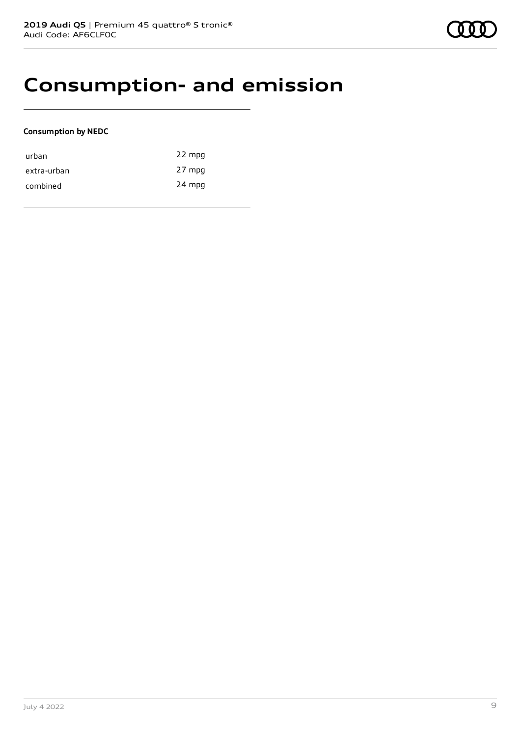# Consumption- and emission

**Consumption by NEDC**

| | |
|---|---|
| urban | 22 mpg |
| extra-urban | 27 mpg |
| combined | 24 mpg |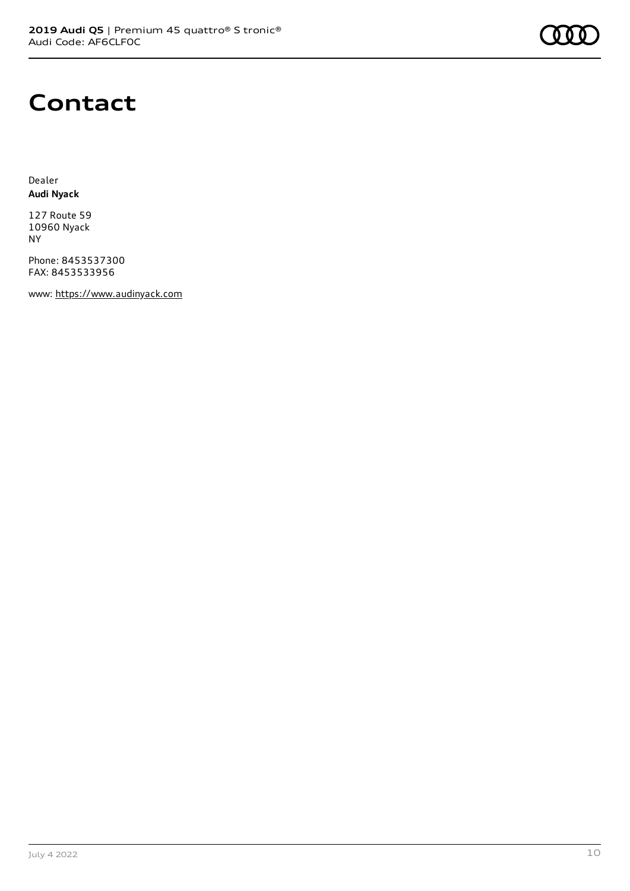# Contact

Dealer
**Audi Nyack**

127 Route 59
10960 Nyack
NY

Phone: 8453537300
FAX: 8453533956

www: https://www.audinyack.com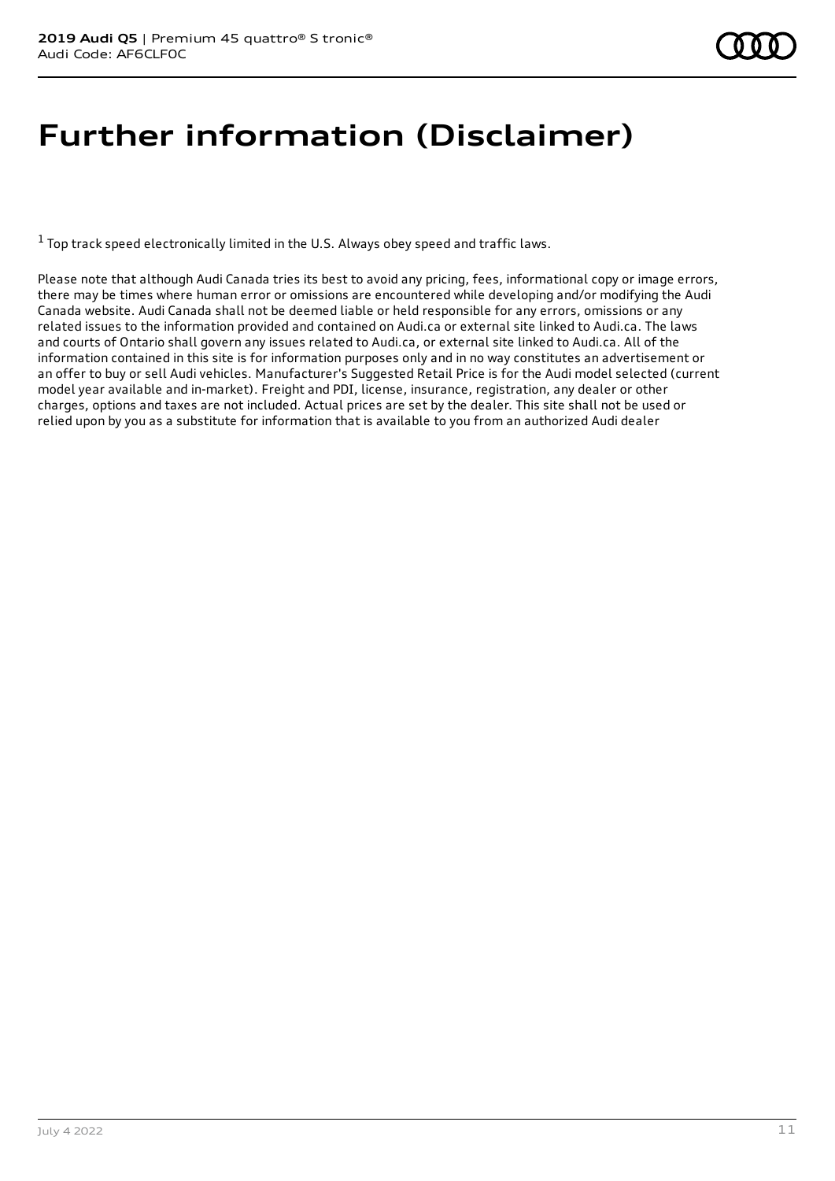# Further information (Disclaimer)

[1] Top track speed electronically limited in the U.S. Always obey speed and traffic laws.

Please note that although Audi Canada tries its best to avoid any pricing, fees, informational copy or image errors, there may be times where human error or omissions are encountered while developing and/or modifying the Audi Canada website. Audi Canada shall not be deemed liable or held responsible for any errors, omissions or any related issues to the information provided and contained on Audi.ca or external site linked to Audi.ca. The laws and courts of Ontario shall govern any issues related to Audi.ca, or external site linked to Audi.ca. All of the information contained in this site is for information purposes only and in no way constitutes an advertisement or an offer to buy or sell Audi vehicles. Manufacturer's Suggested Retail Price is for the Audi model selected (current model year available and in-market). Freight and PDI, license, insurance, registration, any dealer or other charges, options and taxes are not included. Actual prices are set by the dealer. This site shall not be used or relied upon by you as a substitute for information that is available to you from an authorized Audi dealer